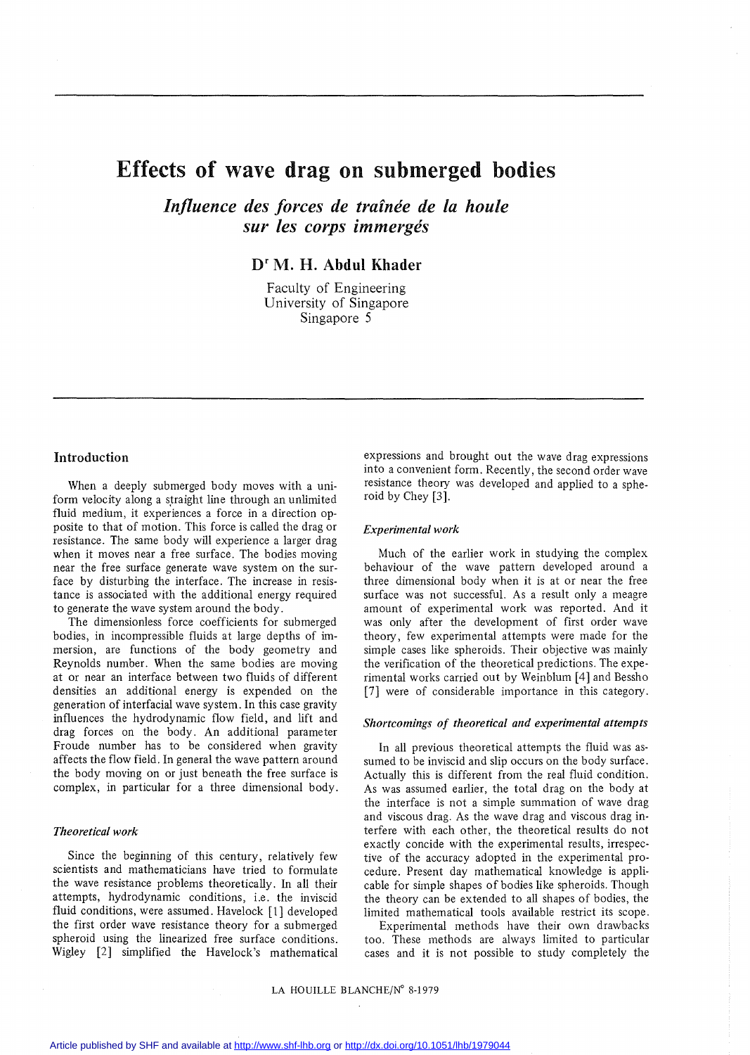# Effects of wave drag on submerged bodies

## *Influence des forces de traînée de la houle sur les corps immergés*

### Dr M. H. Abdul Khader

Faculty of Engineering
University of Singapore
Singapore 5

## Introduction

When a deeply submerged body moves with a uniform velocity along a straight line through an unlimited fluid medium, it experiences a force in a direction opposite to that of motion. This force is called the drag or resistance. The same body will experience a larger drag when it moves near a free surface. The bodies moving near the free surface generate wave system on the surface by disturbing the interface. The increase in resistance is associated with the additional energy required to generate the wave system around the body.

The dimensionless force coefficients for submerged bodies, in incompressible fluids at large depths of immersion, are functions of the body geometry and Reynolds number. When the same bodies are moving at or near an interface between two fluids of different densities an additional energy is expended on the generation of interfacial wave system. In this case gravity influences the hydrodynamic flow field, and lift and drag forces on the body. An additional parameter Froude number has to be considered when gravity affects the flow field. In general the wave pattern around the body moving on or just beneath the free surface is complex, in particular for a three dimensional body.

### *Theoretical work*

Since the beginning of this century, relatively few scientists and mathematicians have tried to formulate the wave resistance problems theoretically. In all their attempts, hydrodynamic conditions, i.e. the inviscid fluid conditions, were assumed. Havelock [1] developed the first order wave resistance theory for a submerged spheroid using the linearized free surface conditions. Wigley [2] simplified the Havelock's mathematical expressions and brought out the wave drag expressions into a convenient form. Recently, the second order wave resistance theory was developed and applied to a spheroid by Chey [3].

### *Experimental work*

Much of the earlier work in studying the complex behaviour of the wave pattern developed around a three dimensional body when it is at or near the free surface was not successful. As a result only a meagre amount of experimental work was reported. And it was only after the development of first order wave theory, few experimental attempts were made for the simple cases like spheroids. Their objective was mainly the verification of the theoretical predictions. The experimental works carried out by Weinblum [4] and Bessho [7] were of considerable importance in this category.

### *Shortcomings of theoretical and experimental attempts*

In all previous theoretical attempts the fluid was assumed to be inviscid and slip occurs on the body surface. Actually this is different from the real fluid condition. As was assumed earlier, the total drag on the body at the interface is not a simple summation of wave drag and viscous drag. As the wave drag and viscous drag interfere with each other, the theoretical results do not exactly concide with the experimental results, irrespective of the accuracy adopted in the experimental procedure. Present day mathematical knowledge is applicable for simple shapes of bodies like spheroids. Though the theory can be extended to all shapes of bodies, the limited mathematical tools available restrict its scope.

Experimental methods have their own drawbacks too. These methods are always limited to particular cases and it is not possible to study completely the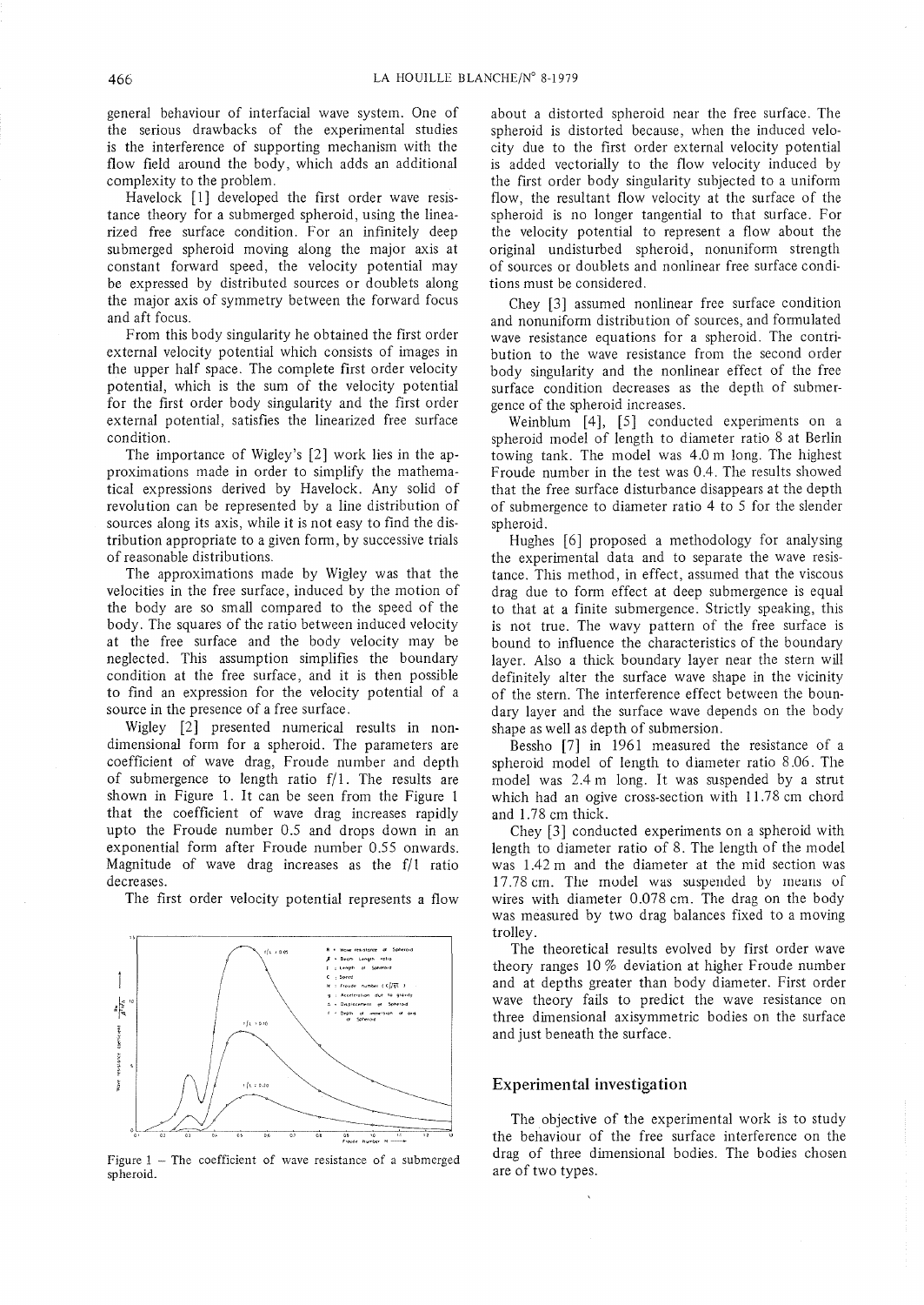general behaviour of interfacial wave system. One of the serious drawbacks of the experimental studies is the interference of supporting mechanism with the flow field around the body, which adds an additional complexity to the problem.

Havelock [1] developed the first order wave resistance theory for a submerged spheroid, using the linearized free surface condition. For an infinitely deep submerged spheroid moving along the major axis at constant forward speed, the velocity potential may be expressed by distributed sources or doublets along the major axis of symmetry between the forward focus and aft focus.

From this body singularity he obtained the first order external velocity potential which consists of images in the upper half space. The complete first order velocity potential, which is the sum of the velocity potential for the first order body singularity and the first order external potential, satisfies the linearized free surface condition.

The importance of Wigley's [2] work lies in the approximations made in order to simplify the mathematical expressions derived by Havelock. Any solid of revolution can be represented by a line distribution of sources along its axis, while it is not easy to find the distribution appropriate to a given form, by successive trials of reasonable distributions.

The approximations made by Wigley was that the velocities in the free surface, induced by the motion of the body are so small compared to the speed of the body. The squares of the ratio between induced velocity at the free surface and the body velocity may be neglected. This assumption simplifies the boundary condition at the free surface, and it is then possible to find an expression for the velocity potential of a source in the presence of a free surface.

Wigley [2] presented numerical results in nondimensional form for a spheroid. The parameters are coefficient of wave drag, Froude number and depth of submergence to length ratio f/1. The results are shown in Figure 1. It can be seen from the Figure 1 that the coefficient of wave drag increases rapidly upto the Froude number 0.5 and drops down in an exponential form after Froude number 0.55 onwards. Magnitude of wave drag increases as the f/1 ratio decreases.

The first order velocity potential represents a flow

Figure 1 – The coefficient of wave resistance of a submerged spheroid.

about a distorted spheroid near the free surface. The spheroid is distorted because, when the induced velocity due to the first order external velocity potential is added vectorially to the flow velocity induced by the first order body singularity subjected to a uniform flow, the resultant flow velocity at the surface of the spheroid is no longer tangential to that surface. For the velocity potential to represent a flow about the original undisturbed spheroid, nonuniform strength of sources or doublets and nonlinear free surface conditions must be considered.

Chey [3] assumed nonlinear free surface condition and nonuniform distribution of sources, and formulated wave resistance equations for a spheroid. The contribution to the wave resistance from the second order body singularity and the nonlinear effect of the free surface condition decreases as the depth of submergence of the spheroid increases.

Weinblum [4], [5] conducted experiments on a spheroid model of length to diameter ratio 8 at Berlin towing tank. The model was 4.0 m long. The highest Froude number in the test was 0.4. The results showed that the free surface disturbance disappears at the depth of submergence to diameter ratio 4 to 5 for the slender spheroid.

Hughes [6] proposed a methodology for analysing the experimental data and to separate the wave resistance. This method, in effect, assumed that the viscous drag due to form effect at deep submergence is equal to that at a finite submergence. Strictly speaking, this is not true. The wavy pattern of the free surface is bound to influence the characteristics of the boundary layer. Also a thick boundary layer near the stern will definitely alter the surface wave shape in the vicinity of the stern. The interference effect between the boundary layer and the surface wave depends on the body shape as well as depth of submersion.

Bessho [7] in 1961 measured the resistance of a spheroid model of length to diameter ratio 8.06. The model was 2.4 m long. It was suspended by a strut which had an ogive cross-section with 11.78 cm chord and 1.78 cm thick.

Chey [3] conducted experiments on a spheroid with length to diameter ratio of 8. The length of the model was 1.42 m and the diameter at the mid section was 17.78 cm. The model was suspended by means of wires with diameter 0.078 cm. The drag on the body was measured by two drag balances fixed to a moving trolley.

The theoretical results evolved by first order wave theory ranges 10 % deviation at higher Froude number and at depths greater than body diameter. First order wave theory fails to predict the wave resistance on three dimensional axisymmetric bodies on the surface and just beneath the surface.

## Experimental investigation

The objective of the experimental work is to study the behaviour of the free surface interference on the drag of three dimensional bodies. The bodies chosen are of two types.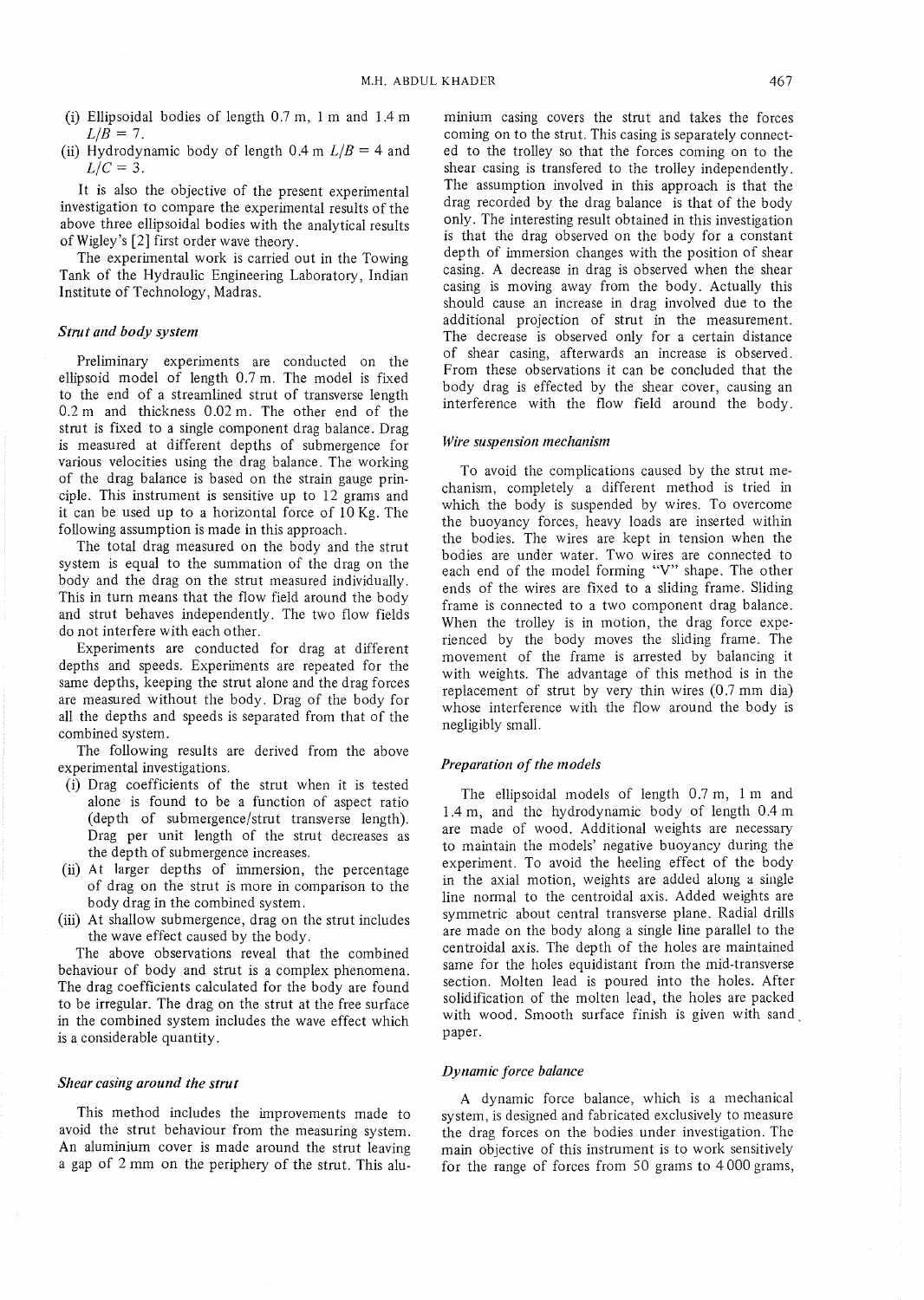(i) Ellipsoidal bodies of length 0.7 m, 1 m and 1.4 m $L/B = 7$.

(ii) Hydrodynamic body of length 0.4 m $L/B = 4$ and $L/C = 3$.

It is also the objective of the present experimental investigation to compare the experimental results of the above three ellipsoidal bodies with the analytical results of Wigley's [2] first order wave theory.

The experimental work is carried out in the Towing Tank of the Hydraulic Engineering Laboratory, Indian Institute of Technology, Madras.

### *Strut and body system*

Preliminary experiments are conducted on the ellipsoid model of length 0.7 m. The model is fixed to the end of a streamlined strut of transverse length 0.2 m and thickness 0.02 m. The other end of the strut is fixed to a single component drag balance. Drag is measured at different depths of submergence for various velocities using the drag balance. The working of the drag balance is based on the strain gauge principle. This instrument is sensitive up to 12 grams and it can be used up to a horizontal force of 10 Kg. The following assumption is made in this approach.

The total drag measured on the body and the strut system is equal to the summation of the drag on the body and the drag on the strut measured individually. This in turn means that the flow field around the body and strut behaves independently. The two flow fields do not interfere with each other.

Experiments are conducted for drag at different depths and speeds. Experiments are repeated for the same depths, keeping the strut alone and the drag forces are measured without the body. Drag of the body for all the depths and speeds is separated from that of the combined system.

The following results are derived from the above experimental investigations.

(i) Drag coefficients of the strut when it is tested alone is found to be a function of aspect ratio (depth of submergence/strut transverse length). Drag per unit length of the strut decreases as the depth of submergence increases.

(ii) At larger depths of immersion, the percentage of drag on the strut is more in comparison to the body drag in the combined system.

(iii) At shallow submergence, drag on the strut includes the wave effect caused by the body.

The above observations reveal that the combined behaviour of body and strut is a complex phenomena. The drag coefficients calculated for the body are found to be irregular. The drag on the strut at the free surface in the combined system includes the wave effect which is a considerable quantity.

### *Shear casing around the strut*

This method includes the improvements made to avoid the strut behaviour from the measuring system. An aluminium cover is made around the strut leaving a gap of 2 mm on the periphery of the strut. This aluminium casing covers the strut and takes the forces coming on to the strut. This casing is separately connected to the trolley so that the forces coming on to the shear casing is transfered to the trolley independently. The assumption involved in this approach is that the drag recorded by the drag balance is that of the body only. The interesting result obtained in this investigation is that the drag observed on the body for a constant depth of immersion changes with the position of shear casing. A decrease in drag is observed when the shear casing is moving away from the body. Actually this should cause an increase in drag involved due to the additional projection of strut in the measurement. The decrease is observed only for a certain distance of shear casing, afterwards an increase is observed. From these observations it can be concluded that the body drag is effected by the shear cover, causing an interference with the flow field around the body.

### *Wire suspension mechanism*

To avoid the complications caused by the strut mechanism, completely a different method is tried in which the body is suspended by wires. To overcome the buoyancy forces, heavy loads are inserted within the bodies. The wires are kept in tension when the bodies are under water. Two wires are connected to each end of the model forming "V" shape. The other ends of the wires are fixed to a sliding frame. Sliding frame is connected to a two component drag balance. When the trolley is in motion, the drag force experienced by the body moves the sliding frame. The movement of the frame is arrested by balancing it with weights. The advantage of this method is in the replacement of strut by very thin wires (0.7 mm dia) whose interference with the flow around the body is negligibly small.

### *Preparation of the models*

The ellipsoidal models of length 0.7 m, 1 m and 1.4 m, and the hydrodynamic body of length 0.4 m are made of wood. Additional weights are necessary to maintain the models' negative buoyancy during the experiment. To avoid the heeling effect of the body in the axial motion, weights are added along a single line normal to the centroidal axis. Added weights are symmetric about central transverse plane. Radial drills are made on the body along a single line parallel to the centroidal axis. The depth of the holes are maintained same for the holes equidistant from the mid-transverse section. Molten lead is poured into the holes. After solidification of the molten lead, the holes are packed with wood. Smooth surface finish is given with sand paper.

### *Dynamic force balance*

A dynamic force balance, which is a mechanical system, is designed and fabricated exclusively to measure the drag forces on the bodies under investigation. The main objective of this instrument is to work sensitively for the range of forces from 50 grams to 4 000 grams,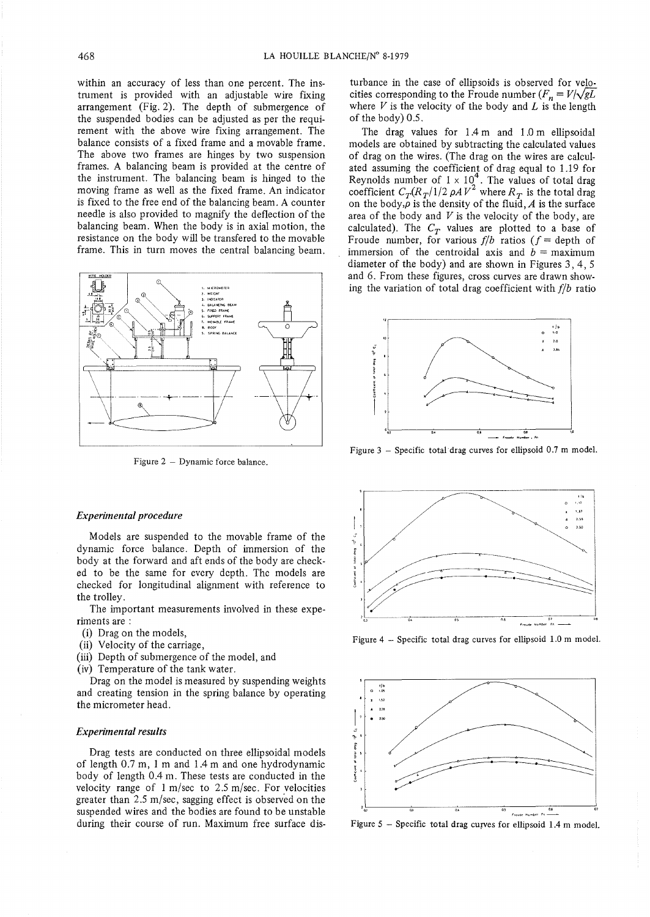within an accuracy of less than one percent. The instrument is provided with an adjustable wire fixing arrangement (Fig. 2). The depth of submergence of the suspended bodies can be adjusted as per the requirement with the above wire fixing arrangement. The balance consists of a fixed frame and a movable frame. The above two frames are hinges by two suspension frames. A balancing beam is provided at the centre of the instrument. The balancing beam is hinged to the moving frame as well as the fixed frame. An indicator is fixed to the free end of the balancing beam. A counter needle is also provided to magnify the deflection of the balancing beam. When the body is in axial motion, the resistance on the body will be transfered to the movable frame. This in turn moves the central balancing beam.

Figure 2 – Dynamic force balance.

### *Experimental procedure*

Models are suspended to the movable frame of the dynamic force balance. Depth of immersion of the body at the forward and aft ends of the body are checked to be the same for every depth. The models are checked for longitudinal alignment with reference to the trolley.

The important measurements involved in these experiments are :

(i) Drag on the models,
(ii) Velocity of the carriage,
(iii) Depth of submergence of the model, and
(iv) Temperature of the tank water.

Drag on the model is measured by suspending weights and creating tension in the spring balance by operating the micrometer head.

### *Experimental results*

Drag tests are conducted on three ellipsoidal models of length 0.7 m, 1 m and 1.4 m and one hydrodynamic body of length 0.4 m. These tests are conducted in the velocity range of 1 m/sec to 2.5 m/sec. For velocities greater than 2.5 m/sec, sagging effect is observed on the suspended wires and the bodies are found to be unstable during their course of run. Maximum free surface disturbance in the case of ellipsoids is observed for velocities corresponding to the Froude number ($F_n = V/\sqrt{gL}$ where $V$ is the velocity of the body and $L$ is the length of the body) 0.5.

The drag values for 1.4 m and 1.0 m ellipsoidal models are obtained by subtracting the calculated values of drag on the wires. (The drag on the wires are calculated assuming the coefficient of drag equal to 1.19 for Reynolds number of $1 \times 10^4$. The values of total drag coefficient $C_T(R_T/1/2\ \rho A V^2$ where $R_T$ is the total drag on the body, $\rho$ is the density of the fluid, $A$ is the surface area of the body and $V$ is the velocity of the body, are calculated). The $C_T$ values are plotted to a base of Froude number, for various $f/b$ ratios ($f$ = depth of immersion of the centroidal axis and $b$ = maximum diameter of the body) and are shown in Figures 3, 4, 5 and 6. From these figures, cross curves are drawn showing the variation of total drag coefficient with $f/b$ ratio

Figure 3 – Specific total drag curves for ellipsoid 0.7 m model.

Figure 4 – Specific total drag curves for ellipsoid 1.0 m model.

Figure 5 – Specific total drag curves for ellipsoid 1.4 m model.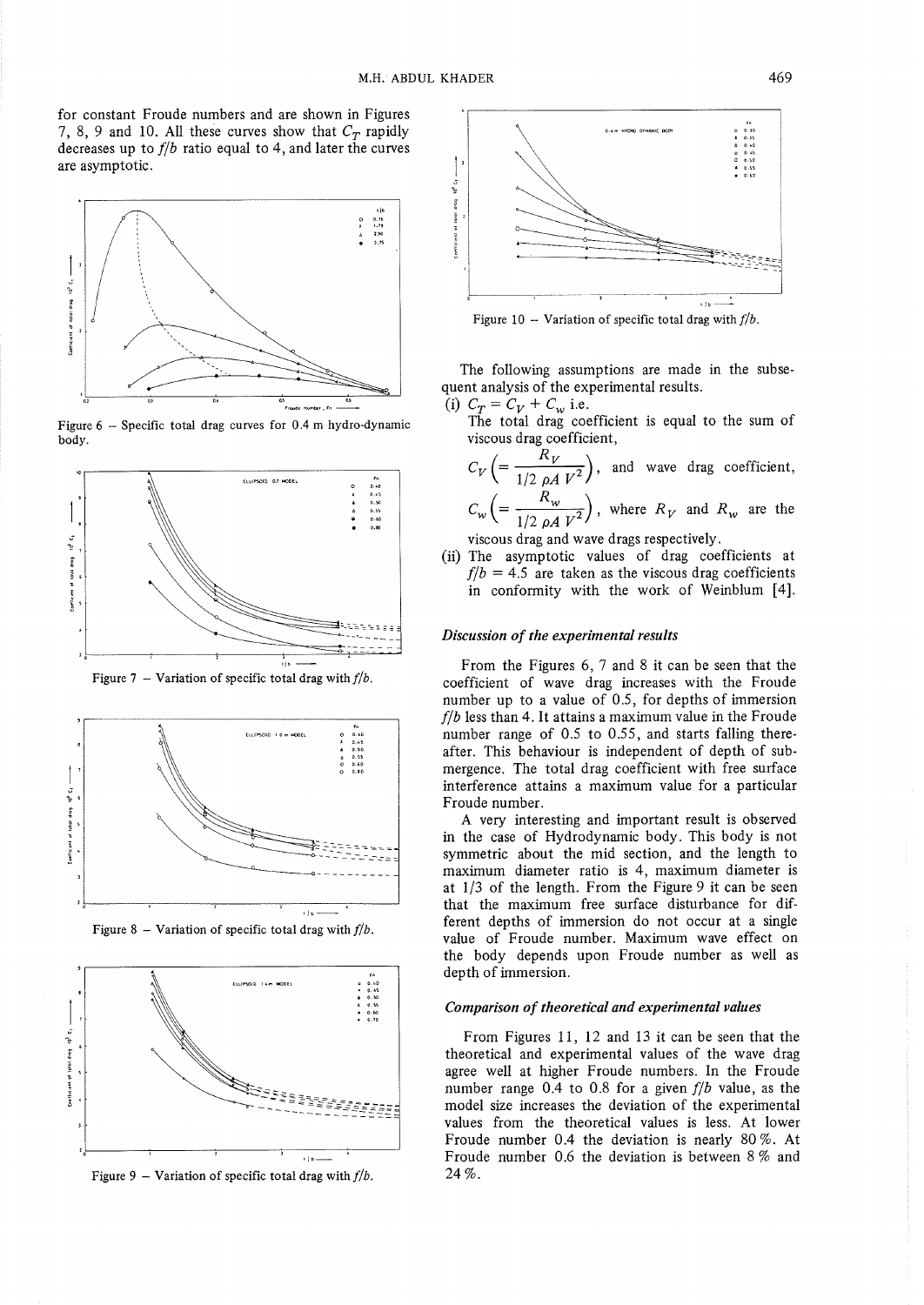for constant Froude numbers and are shown in Figures 7, 8, 9 and 10. All these curves show that $C_T$ rapidly decreases up to $f/b$ ratio equal to 4, and later the curves are asymptotic.

Figure 6 – Specific total drag curves for 0.4 m hydro-dynamic body.

Figure 7 – Variation of specific total drag with $f/b$.

Figure 8 – Variation of specific total drag with $f/b$.

Figure 9 – Variation of specific total drag with $f/b$.

Figure 10 – Variation of specific total drag with $f/b$.

The following assumptions are made in the subsequent analysis of the experimental results.

(i) $C_T = C_V + C_w$ i.e.
The total drag coefficient is equal to the sum of viscous drag coefficient,
$C_V \left(= \dfrac{R_V}{1/2\, \rho A\, V^2}\right)$, and wave drag coefficient, $C_w \left(= \dfrac{R_w}{1/2\, \rho A\, V^2}\right)$, where $R_V$ and $R_w$ are the viscous drag and wave drags respectively.

(ii) The asymptotic values of drag coefficients at $f/b = 4.5$ are taken as the viscous drag coefficients in conformity with the work of Weinblum [4].

### *Discussion of the experimental results*

From the Figures 6, 7 and 8 it can be seen that the coefficient of wave drag increases with the Froude number up to a value of 0.5, for depths of immersion $f/b$ less than 4. It attains a maximum value in the Froude number range of 0.5 to 0.55, and starts falling thereafter. This behaviour is independent of depth of submergence. The total drag coefficient with free surface interference attains a maximum value for a particular Froude number.

A very interesting and important result is observed in the case of Hydrodynamic body. This body is not symmetric about the mid section, and the length to maximum diameter ratio is 4, maximum diameter is at 1/3 of the length. From the Figure 9 it can be seen that the maximum free surface disturbance for different depths of immersion do not occur at a single value of Froude number. Maximum wave effect on the body depends upon Froude number as well as depth of immersion.

### *Comparison of theoretical and experimental values*

From Figures 11, 12 and 13 it can be seen that the theoretical and experimental values of the wave drag agree well at higher Froude numbers. In the Froude number range 0.4 to 0.8 for a given $f/b$ value, as the model size increases the deviation of the experimental values from the theoretical values is less. At lower Froude number 0.4 the deviation is nearly 80 %. At Froude number 0.6 the deviation is between 8 % and 24 %.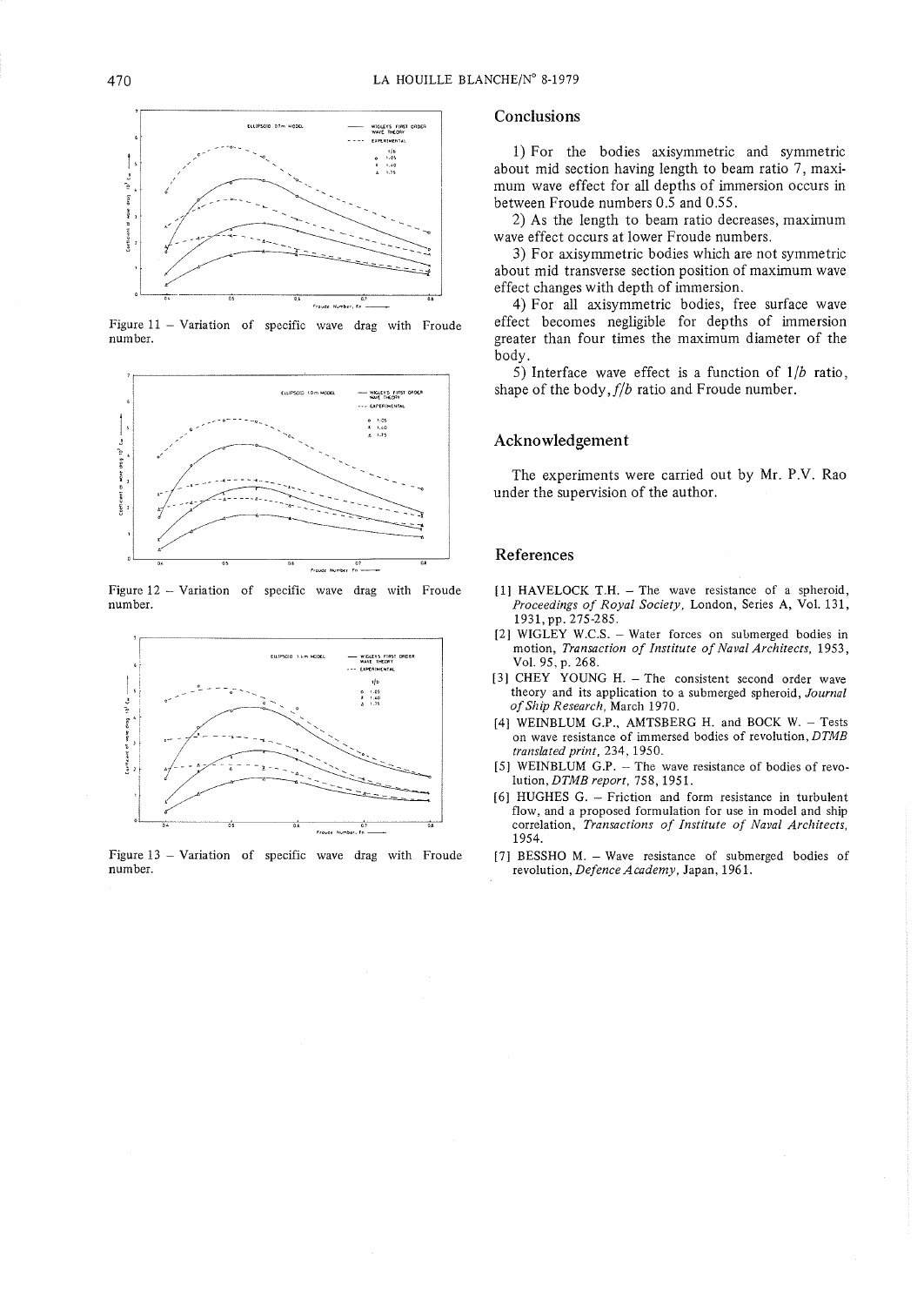ELLIPSOID 0.7m MODEL

WIGLEYS FIRST ORDER WAVE THEORY

EXPERIMENTAL

f/b

1.05

1.40

1.75

Coefficient of wave drag $10^3$ $C_w$

Froude Number, Fn

Figure 11 – Variation of specific wave drag with Froude number.

ELLIPSOID 1.0m MODEL

WIGLEYS FIRST ORDER WAVE THEORY

EXPERIMENTAL

1.05

1.40

1.75

Coefficient of wave drag $10^3$ $C_w$

Froude Number, Fn

Figure 12 – Variation of specific wave drag with Froude number.

ELLIPSOID 1.4m MODEL

WIGLEYS FIRST ORDER WAVE THEORY

EXPERIMENTAL

f/b

1.05

1.40

1.75

Coefficient of wave drag $10^3$ $C_w$

Froude Number, Fn

Figure 13 – Variation of specific wave drag with Froude number.

## Conclusions

1) For the bodies axisymmetric and symmetric about mid section having length to beam ratio 7, maximum wave effect for all depths of immersion occurs in between Froude numbers 0.5 and 0.55.

2) As the length to beam ratio decreases, maximum wave effect occurs at lower Froude numbers.

3) For axisymmetric bodies which are not symmetric about mid transverse section position of maximum wave effect changes with depth of immersion.

4) For all axisymmetric bodies, free surface wave effect becomes negligible for depths of immersion greater than four times the maximum diameter of the body.

5) Interface wave effect is a function of $l/b$ ratio, shape of the body, $f/b$ ratio and Froude number.

## Acknowledgement

The experiments were carried out by Mr. P.V. Rao under the supervision of the author.

## References

[1] HAVELOCK T.H. – The wave resistance of a spheroid, *Proceedings of Royal Society*, London, Series A, Vol. 131, 1931, pp. 275-285.

[2] WIGLEY W.C.S. – Water forces on submerged bodies in motion, *Transaction of Institute of Naval Architects*, 1953, Vol. 95, p. 268.

[3] CHEY YOUNG H. – The consistent second order wave theory and its application to a submerged spheroid, *Journal of Ship Research*, March 1970.

[4] WEINBLUM G.P., AMTSBERG H. and BOCK W. – Tests on wave resistance of immersed bodies of revolution, *DTMB translated print*, 234, 1950.

[5] WEINBLUM G.P. – The wave resistance of bodies of revolution, *DTMB report*, 758, 1951.

[6] HUGHES G. – Friction and form resistance in turbulent flow, and a proposed formulation for use in model and ship correlation, *Transactions of Institute of Naval Architects*, 1954.

[7] BESSHO M. – Wave resistance of submerged bodies of revolution, *Defence Academy*, Japan, 1961.